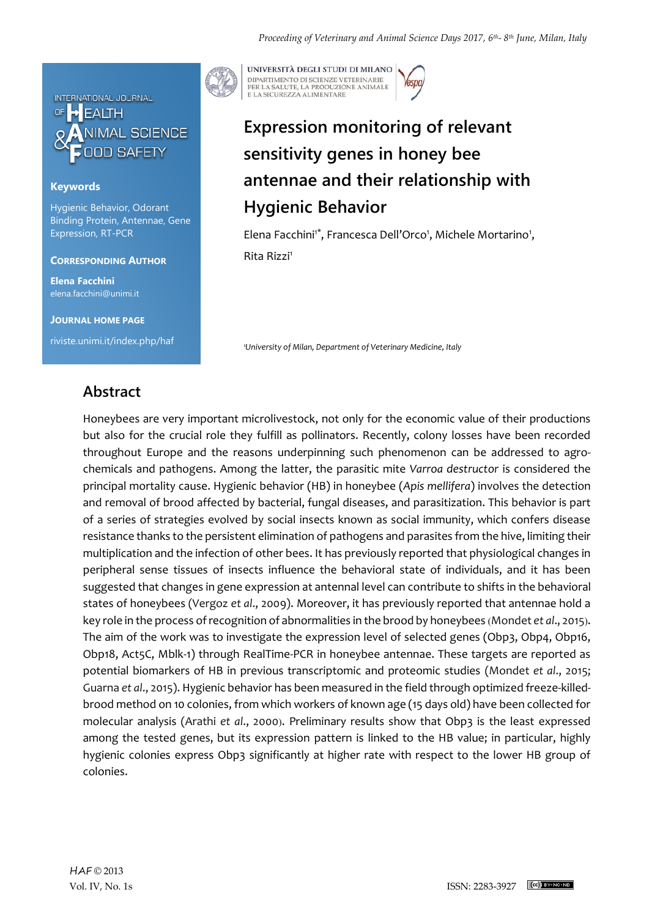INTERNATIONAL JOURNAL OF HEALTH & ANIMAL SCIENCE FOOD SAFETY

UNIVERSITÀ DEGLI STUDI DI MILANO
DIPARTIMENTO DI SCIENZE VETERINARIE PER LA SALUTE, LA PRODUZIONE ANIMALE E LA SICUREZZA ALIMENTARE

**Keywords**

Hygienic Behavior, Odorant Binding Protein, Antennae, Gene Expression, RT-PCR

**Corresponding Author**

**Elena Facchini**
elena.facchini@unimi.it

**Journal Home Page**

riviste.unimi.it/index.php/haf

# Expression monitoring of relevant sensitivity genes in honey bee antennae and their relationship with Hygienic Behavior

Elena Facchini[1*], Francesca Dell'Orco[1], Michele Mortarino[1], Rita Rizzi[1]

[1]University of Milan, Department of Veterinary Medicine, Italy

## Abstract

Honeybees are very important microlivestock, not only for the economic value of their productions but also for the crucial role they fulfill as pollinators. Recently, colony losses have been recorded throughout Europe and the reasons underpinning such phenomenon can be addressed to agro-chemicals and pathogens. Among the latter, the parasitic mite *Varroa destructor* is considered the principal mortality cause. Hygienic behavior (HB) in honeybee (*Apis mellifera*) involves the detection and removal of brood affected by bacterial, fungal diseases, and parasitization. This behavior is part of a series of strategies evolved by social insects known as social immunity, which confers disease resistance thanks to the persistent elimination of pathogens and parasites from the hive, limiting their multiplication and the infection of other bees. It has previously reported that physiological changes in peripheral sense tissues of insects influence the behavioral state of individuals, and it has been suggested that changes in gene expression at antennal level can contribute to shifts in the behavioral states of honeybees (Vergoz *et al*., 2009). Moreover, it has previously reported that antennae hold a key role in the process of recognition of abnormalities in the brood by honeybees (Mondet *et al*., 2015). The aim of the work was to investigate the expression level of selected genes (Obp3, Obp4, Obp16, Obp18, Act5C, Mblk-1) through RealTime-PCR in honeybee antennae. These targets are reported as potential biomarkers of HB in previous transcriptomic and proteomic studies (Mondet *et al*., 2015; Guarna *et al*., 2015). Hygienic behavior has been measured in the field through optimized freeze-killed-brood method on 10 colonies, from which workers of known age (15 days old) have been collected for molecular analysis (Arathi *et al*., 2000). Preliminary results show that Obp3 is the least expressed among the tested genes, but its expression pattern is linked to the HB value; in particular, highly hygienic colonies express Obp3 significantly at higher rate with respect to the lower HB group of colonies.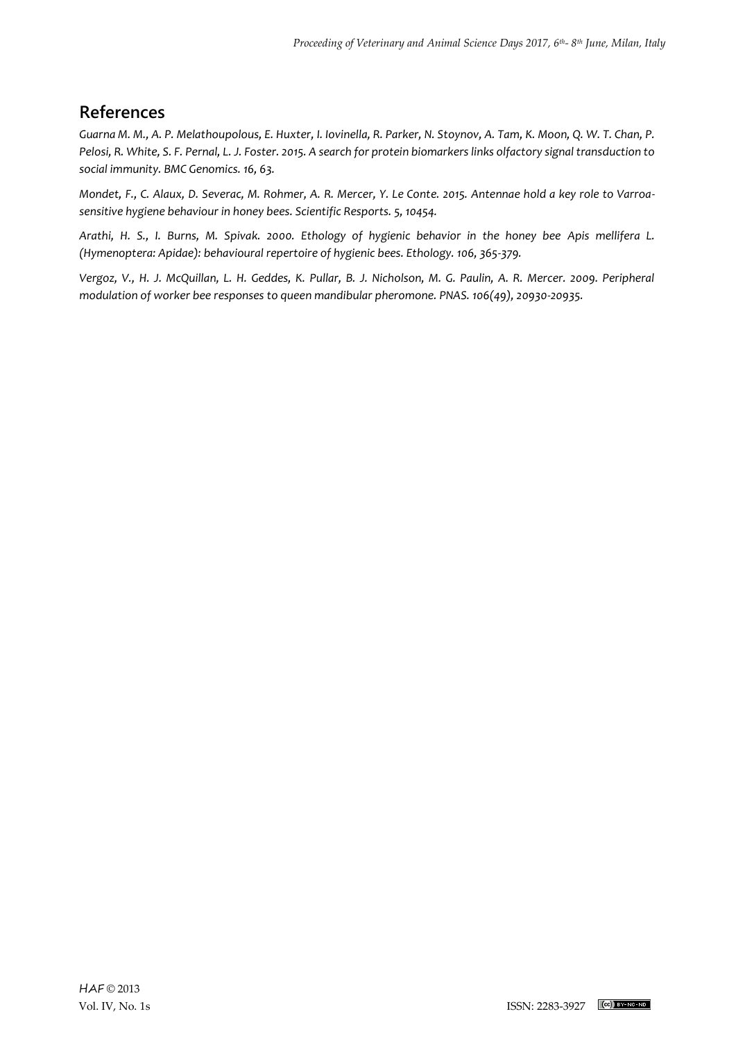## References

*Guarna M. M., A. P. Melathoupolous, E. Huxter, I. Iovinella, R. Parker, N. Stoynov, A. Tam, K. Moon, Q. W. T. Chan, P. Pelosi, R. White, S. F. Pernal, L. J. Foster. 2015. A search for protein biomarkers links olfactory signal transduction to social immunity. BMC Genomics. 16, 63.*

*Mondet, F., C. Alaux, D. Severac, M. Rohmer, A. R. Mercer, Y. Le Conte. 2015. Antennae hold a key role to Varroa-sensitive hygiene behaviour in honey bees. Scientific Resports. 5, 10454.*

*Arathi, H. S., I. Burns, M. Spivak. 2000. Ethology of hygienic behavior in the honey bee Apis mellifera L. (Hymenoptera: Apidae): behavioural repertoire of hygienic bees. Ethology. 106, 365-379.*

*Vergoz, V., H. J. McQuillan, L. H. Geddes, K. Pullar, B. J. Nicholson, M. G. Paulin, A. R. Mercer. 2009. Peripheral modulation of worker bee responses to queen mandibular pheromone. PNAS. 106(49), 20930-20935.*